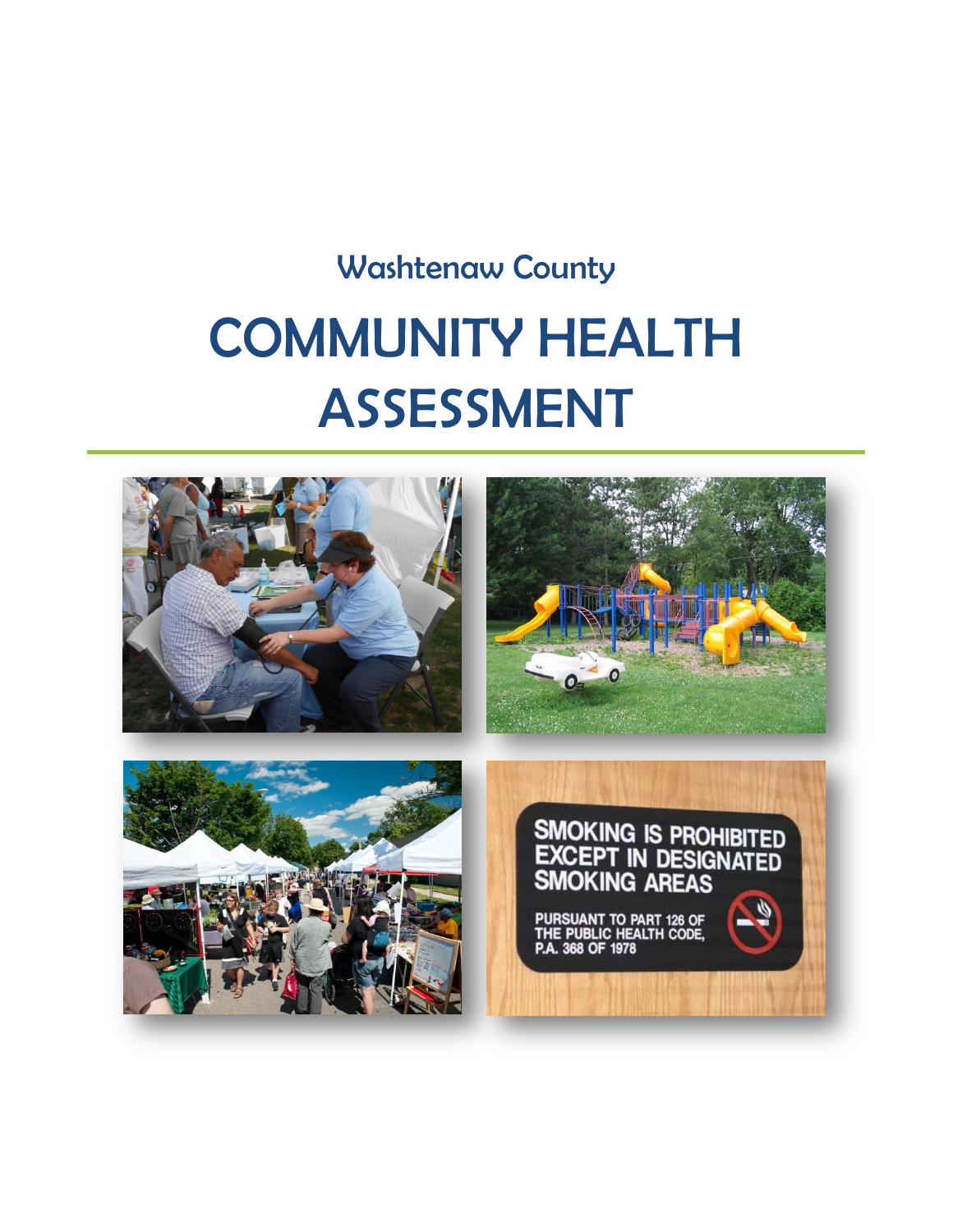Washtenaw County

# COMMUNITY HEALTH ASSESSMENT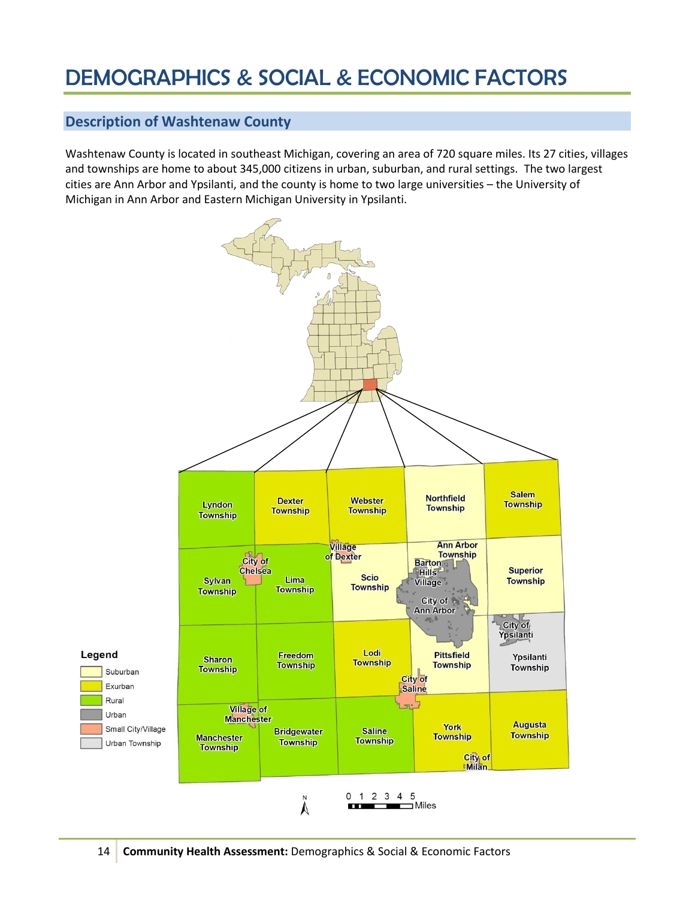# DEMOGRAPHICS & SOCIAL & ECONOMIC FACTORS

## Description of Washtenaw County

Washtenaw County is located in southeast Michigan, covering an area of 720 square miles. Its 27 cities, villages and townships are home to about 345,000 citizens in urban, suburban, and rural settings. The two largest cities are Ann Arbor and Ypsilanti, and the county is home to two large universities – the University of Michigan in Ann Arbor and Eastern Michigan University in Ypsilanti.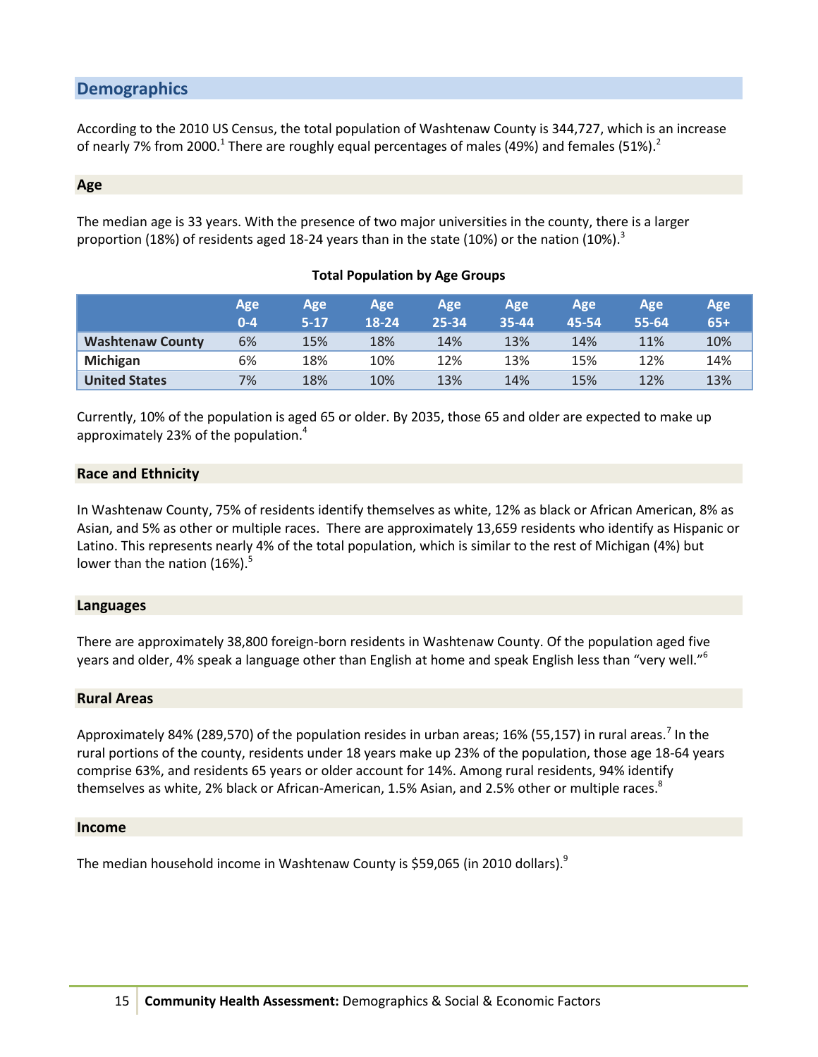## Demographics

According to the 2010 US Census, the total population of Washtenaw County is 344,727, which is an increase of nearly 7% from 2000.[1] There are roughly equal percentages of males (49%) and females (51%).[2]

### Age

The median age is 33 years. With the presence of two major universities in the county, there is a larger proportion (18%) of residents aged 18-24 years than in the state (10%) or the nation (10%).[3]

**Total Population by Age Groups**

| | Age 0-4 | Age 5-17 | Age 18-24 | Age 25-34 | Age 35-44 | Age 45-54 | Age 55-64 | Age 65+ |
|---|---|---|---|---|---|---|---|---|
| **Washtenaw County** | 6% | 15% | 18% | 14% | 13% | 14% | 11% | 10% |
| **Michigan** | 6% | 18% | 10% | 12% | 13% | 15% | 12% | 14% |
| **United States** | 7% | 18% | 10% | 13% | 14% | 15% | 12% | 13% |

Currently, 10% of the population is aged 65 or older. By 2035, those 65 and older are expected to make up approximately 23% of the population.[4]

### Race and Ethnicity

In Washtenaw County, 75% of residents identify themselves as white, 12% as black or African American, 8% as Asian, and 5% as other or multiple races. There are approximately 13,659 residents who identify as Hispanic or Latino. This represents nearly 4% of the total population, which is similar to the rest of Michigan (4%) but lower than the nation (16%).[5]

### Languages

There are approximately 38,800 foreign-born residents in Washtenaw County. Of the population aged five years and older, 4% speak a language other than English at home and speak English less than "very well."[6]

### Rural Areas

Approximately 84% (289,570) of the population resides in urban areas; 16% (55,157) in rural areas.[7] In the rural portions of the county, residents under 18 years make up 23% of the population, those age 18-64 years comprise 63%, and residents 65 years or older account for 14%. Among rural residents, 94% identify themselves as white, 2% black or African-American, 1.5% Asian, and 2.5% other or multiple races.[8]

### Income

The median household income in Washtenaw County is $59,065 (in 2010 dollars).[9]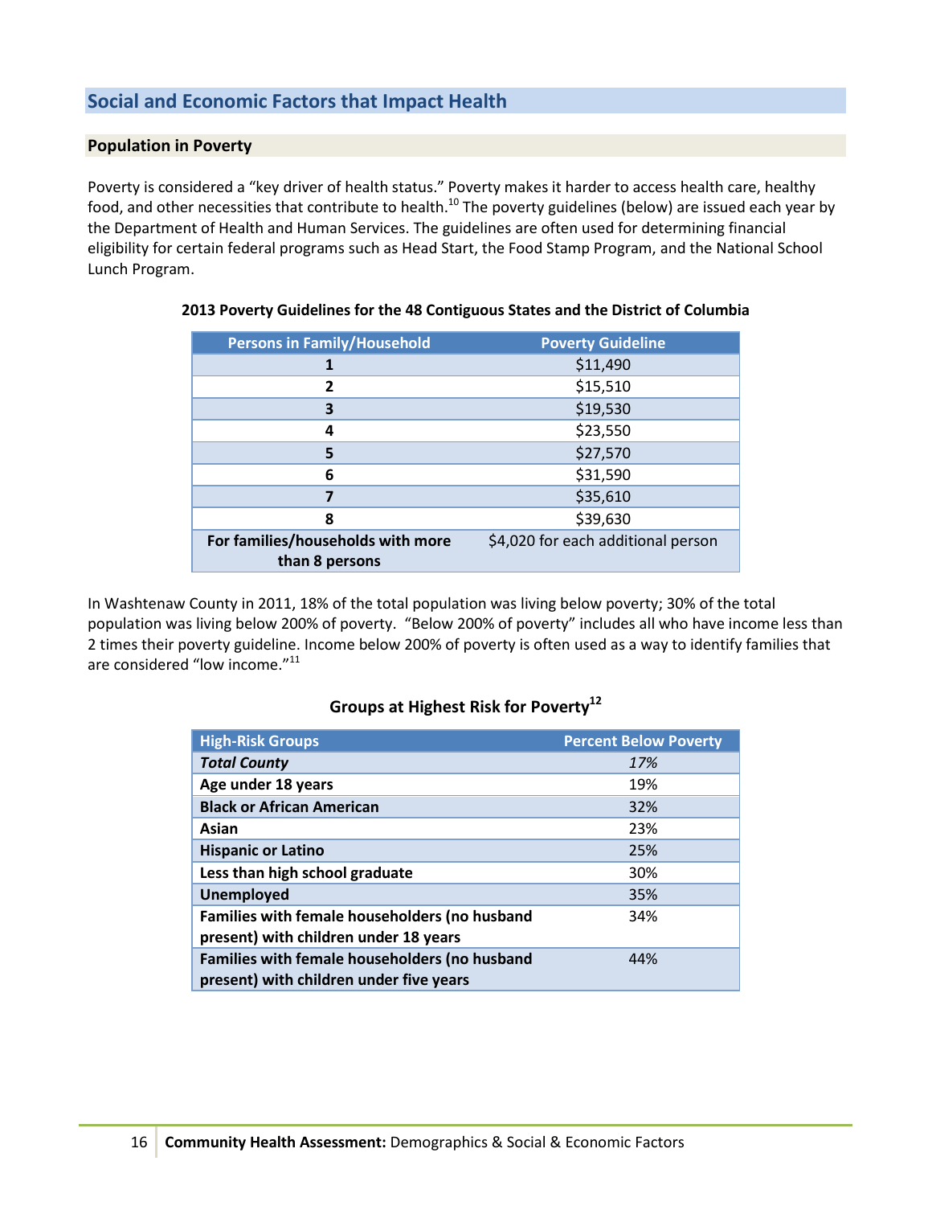## Social and Economic Factors that Impact Health

### Population in Poverty

Poverty is considered a "key driver of health status." Poverty makes it harder to access health care, healthy food, and other necessities that contribute to health.[10] The poverty guidelines (below) are issued each year by the Department of Health and Human Services. The guidelines are often used for determining financial eligibility for certain federal programs such as Head Start, the Food Stamp Program, and the National School Lunch Program.

**2013 Poverty Guidelines for the 48 Contiguous States and the District of Columbia**

| Persons in Family/Household | Poverty Guideline |
|---|---|
| **1** | $11,490 |
| **2** | $15,510 |
| **3** | $19,530 |
| **4** | $23,550 |
| **5** | $27,570 |
| **6** | $31,590 |
| **7** | $35,610 |
| **8** | $39,630 |
| **For families/households with more than 8 persons** | $4,020 for each additional person |

In Washtenaw County in 2011, 18% of the total population was living below poverty; 30% of the total population was living below 200% of poverty. "Below 200% of poverty" includes all who have income less than 2 times their poverty guideline. Income below 200% of poverty is often used as a way to identify families that are considered "low income."[11]

**Groups at Highest Risk for Poverty[12]**

| High-Risk Groups | Percent Below Poverty |
|---|---|
| ***Total County*** | *17%* |
| **Age under 18 years** | 19% |
| **Black or African American** | 32% |
| **Asian** | 23% |
| **Hispanic or Latino** | 25% |
| **Less than high school graduate** | 30% |
| **Unemployed** | 35% |
| **Families with female householders (no husband present) with children under 18 years** | 34% |
| **Families with female householders (no husband present) with children under five years** | 44% |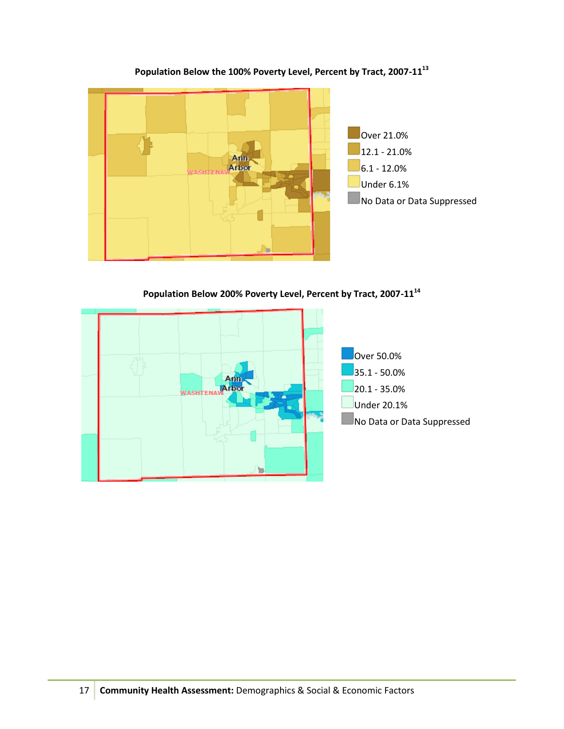**Population Below the 100% Poverty Level, Percent by Tract, 2007-11[13]**

- Over 21.0%
- 12.1 - 21.0%
- 6.1 - 12.0%
- Under 6.1%
- No Data or Data Suppressed

**Population Below 200% Poverty Level, Percent by Tract, 2007-11[14]**

- Over 50.0%
- 35.1 - 50.0%
- 20.1 - 35.0%
- Under 20.1%
- No Data or Data Suppressed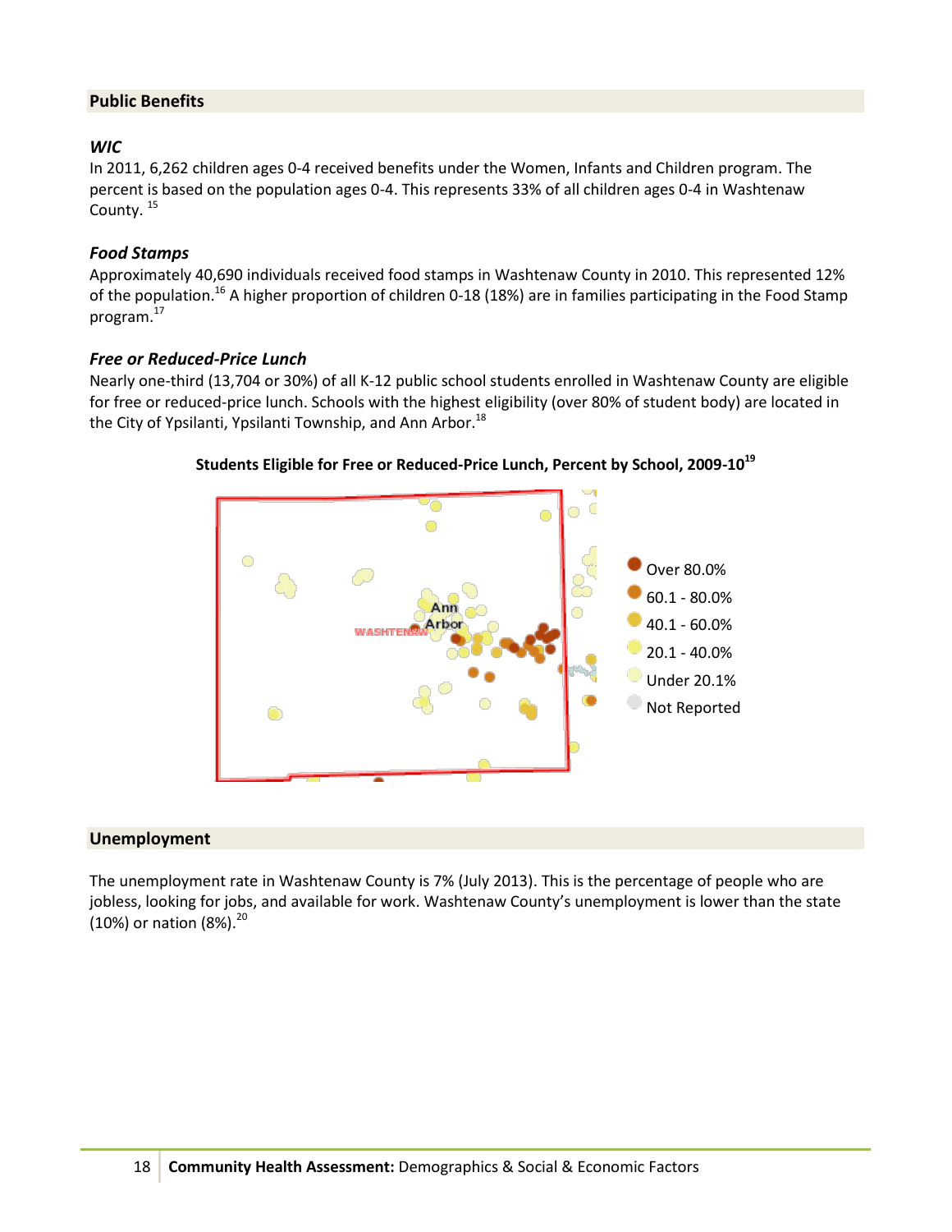## Public Benefits

### *WIC*

In 2011, 6,262 children ages 0-4 received benefits under the Women, Infants and Children program. The percent is based on the population ages 0-4. This represents 33% of all children ages 0-4 in Washtenaw County. [15]

### *Food Stamps*

Approximately 40,690 individuals received food stamps in Washtenaw County in 2010. This represented 12% of the population.[16] A higher proportion of children 0-18 (18%) are in families participating in the Food Stamp program.[17]

### *Free or Reduced-Price Lunch*

Nearly one-third (13,704 or 30%) of all K-12 public school students enrolled in Washtenaw County are eligible for free or reduced-price lunch. Schools with the highest eligibility (over 80% of student body) are located in the City of Ypsilanti, Ypsilanti Township, and Ann Arbor.[18]

**Students Eligible for Free or Reduced-Price Lunch, Percent by School, 2009-10**[19]

## Unemployment

The unemployment rate in Washtenaw County is 7% (July 2013). This is the percentage of people who are jobless, looking for jobs, and available for work. Washtenaw County's unemployment is lower than the state (10%) or nation (8%).[20]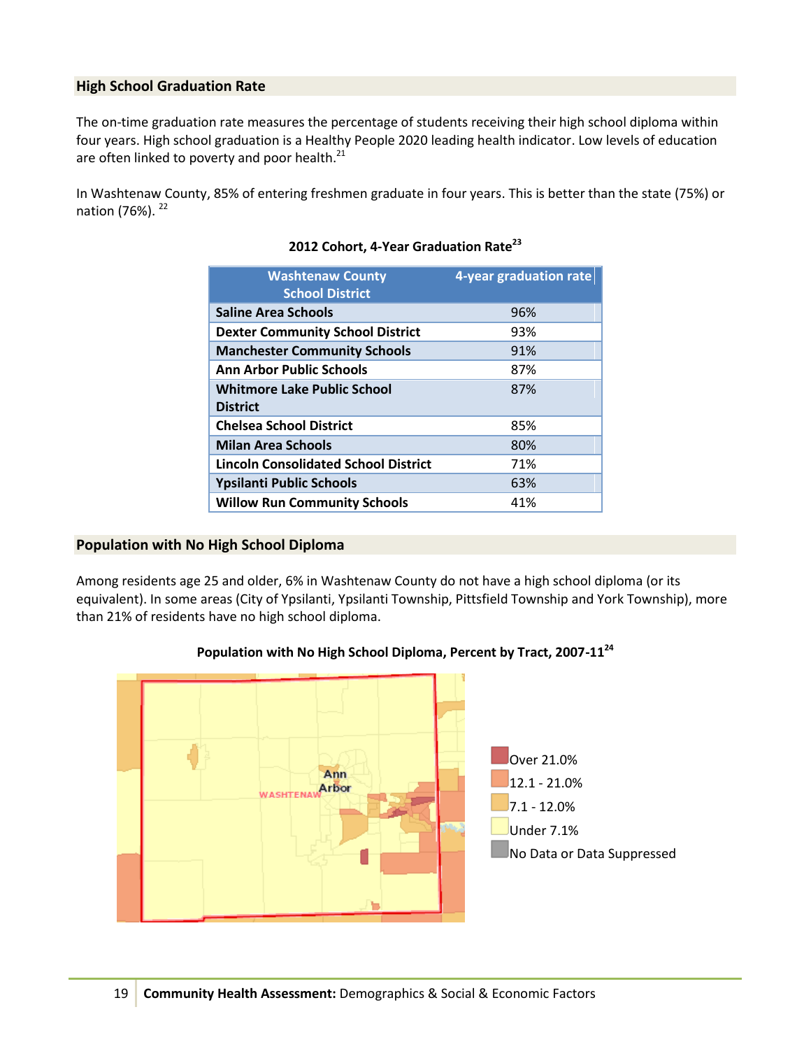## High School Graduation Rate

The on-time graduation rate measures the percentage of students receiving their high school diploma within four years. High school graduation is a Healthy People 2020 leading health indicator. Low levels of education are often linked to poverty and poor health.[21]

In Washtenaw County, 85% of entering freshmen graduate in four years. This is better than the state (75%) or nation (76%). [22]

**2012 Cohort, 4-Year Graduation Rate[23]**

| Washtenaw County School District | 4-year graduation rate |
|---|---|
| Saline Area Schools | 96% |
| Dexter Community School District | 93% |
| Manchester Community Schools | 91% |
| Ann Arbor Public Schools | 87% |
| Whitmore Lake Public School District | 87% |
| Chelsea School District | 85% |
| Milan Area Schools | 80% |
| Lincoln Consolidated School District | 71% |
| Ypsilanti Public Schools | 63% |
| Willow Run Community Schools | 41% |

## Population with No High School Diploma

Among residents age 25 and older, 6% in Washtenaw County do not have a high school diploma (or its equivalent). In some areas (City of Ypsilanti, Ypsilanti Township, Pittsfield Township and York Township), more than 21% of residents have no high school diploma.

**Population with No High School Diploma, Percent by Tract, 2007-11[24]**

Ann Arbor
WASHTENAW

Over 21.0%
12.1 - 21.0%
7.1 - 12.0%
Under 7.1%
No Data or Data Suppressed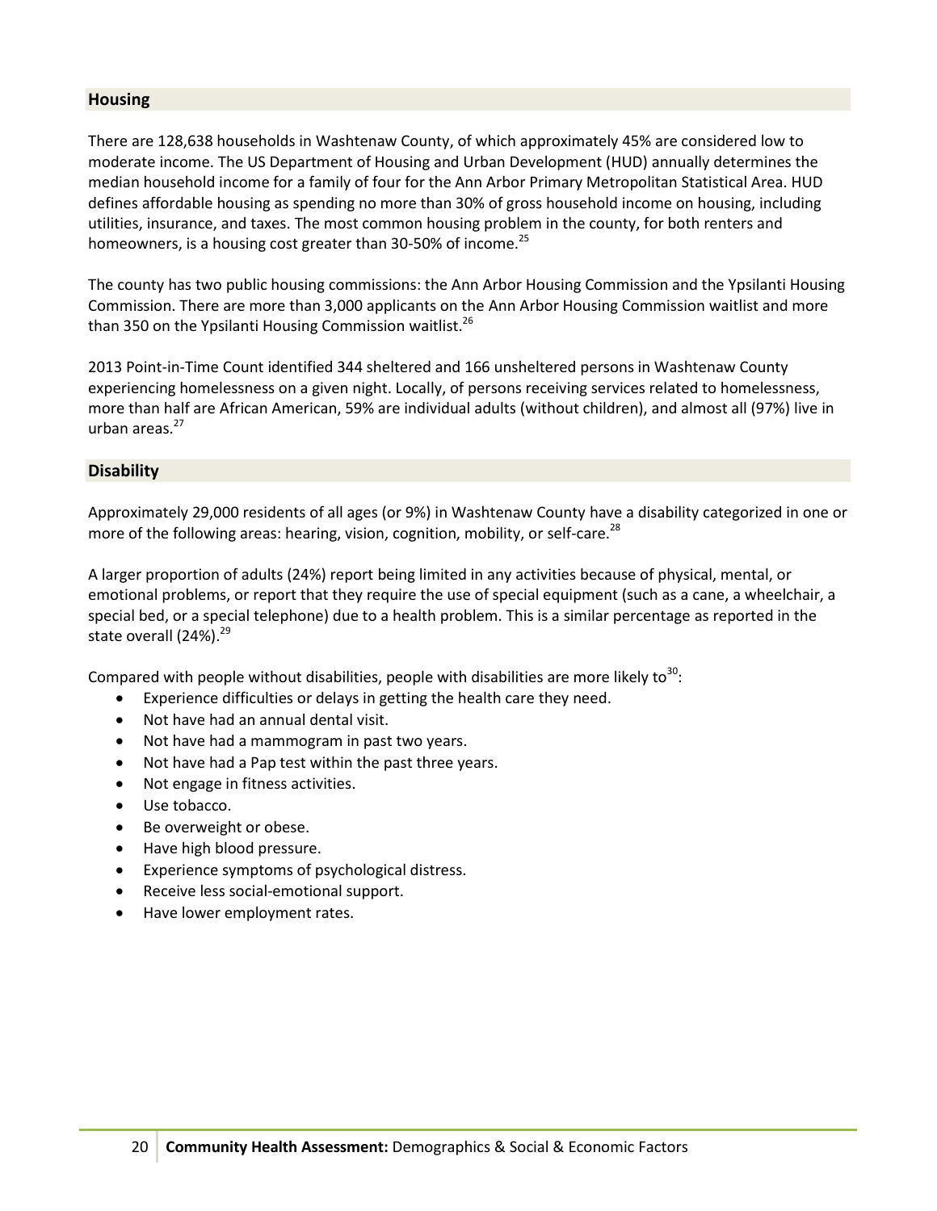## Housing

There are 128,638 households in Washtenaw County, of which approximately 45% are considered low to moderate income. The US Department of Housing and Urban Development (HUD) annually determines the median household income for a family of four for the Ann Arbor Primary Metropolitan Statistical Area. HUD defines affordable housing as spending no more than 30% of gross household income on housing, including utilities, insurance, and taxes. The most common housing problem in the county, for both renters and homeowners, is a housing cost greater than 30-50% of income.[25]

The county has two public housing commissions: the Ann Arbor Housing Commission and the Ypsilanti Housing Commission. There are more than 3,000 applicants on the Ann Arbor Housing Commission waitlist and more than 350 on the Ypsilanti Housing Commission waitlist.[26]

2013 Point-in-Time Count identified 344 sheltered and 166 unsheltered persons in Washtenaw County experiencing homelessness on a given night. Locally, of persons receiving services related to homelessness, more than half are African American, 59% are individual adults (without children), and almost all (97%) live in urban areas.[27]

## Disability

Approximately 29,000 residents of all ages (or 9%) in Washtenaw County have a disability categorized in one or more of the following areas: hearing, vision, cognition, mobility, or self-care.[28]

A larger proportion of adults (24%) report being limited in any activities because of physical, mental, or emotional problems, or report that they require the use of special equipment (such as a cane, a wheelchair, a special bed, or a special telephone) due to a health problem. This is a similar percentage as reported in the state overall (24%).[29]

Compared with people without disabilities, people with disabilities are more likely to[30]:

- Experience difficulties or delays in getting the health care they need.
- Not have had an annual dental visit.
- Not have had a mammogram in past two years.
- Not have had a Pap test within the past three years.
- Not engage in fitness activities.
- Use tobacco.
- Be overweight or obese.
- Have high blood pressure.
- Experience symptoms of psychological distress.
- Receive less social-emotional support.
- Have lower employment rates.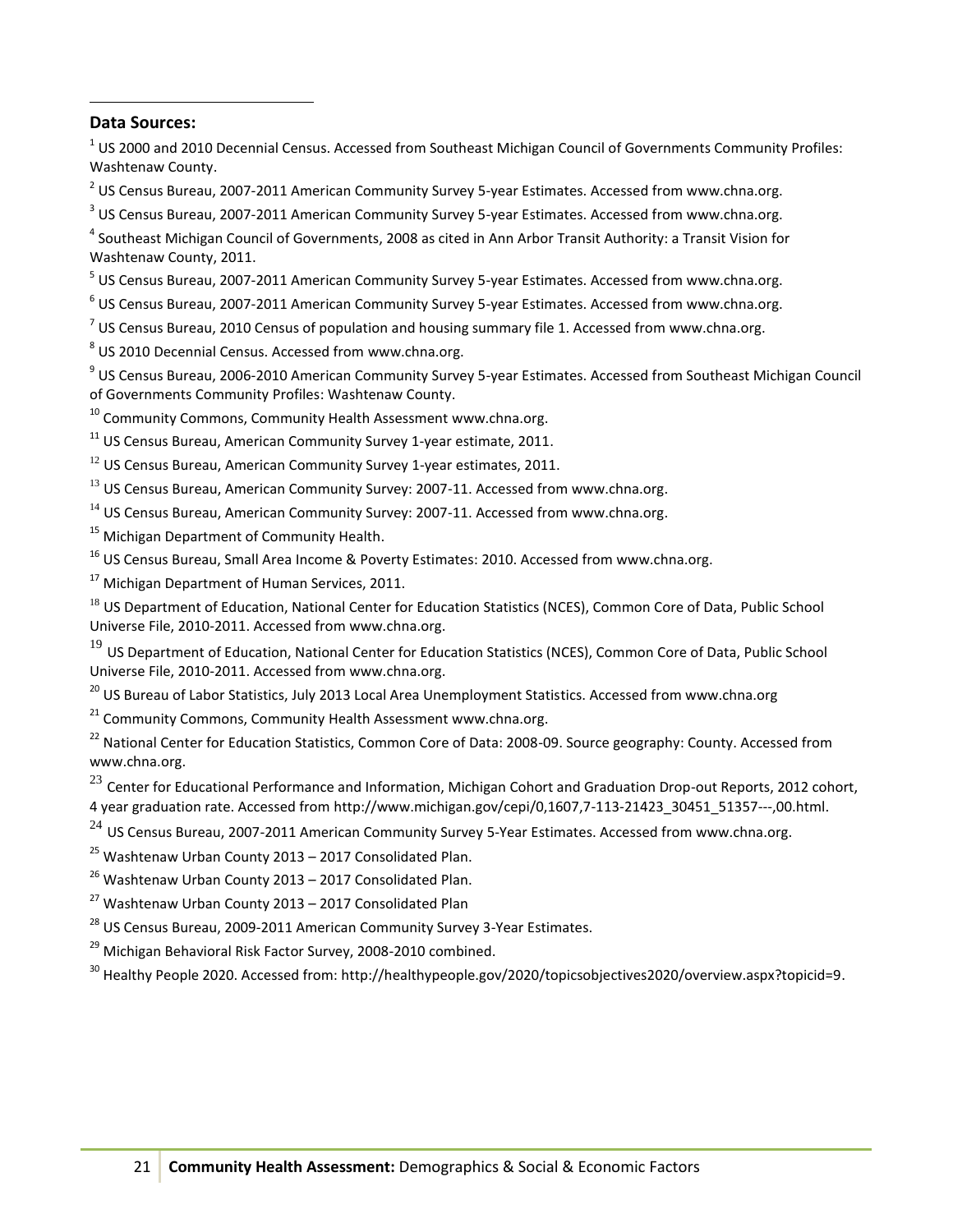**Data Sources:**

[1] US 2000 and 2010 Decennial Census. Accessed from Southeast Michigan Council of Governments Community Profiles: Washtenaw County.

[2] US Census Bureau, 2007-2011 American Community Survey 5-year Estimates. Accessed from www.chna.org.

[3] US Census Bureau, 2007-2011 American Community Survey 5-year Estimates. Accessed from www.chna.org.

[4] Southeast Michigan Council of Governments, 2008 as cited in Ann Arbor Transit Authority: a Transit Vision for Washtenaw County, 2011.

[5] US Census Bureau, 2007-2011 American Community Survey 5-year Estimates. Accessed from www.chna.org.

[6] US Census Bureau, 2007-2011 American Community Survey 5-year Estimates. Accessed from www.chna.org.

[7] US Census Bureau, 2010 Census of population and housing summary file 1. Accessed from www.chna.org.

[8] US 2010 Decennial Census. Accessed from www.chna.org.

[9] US Census Bureau, 2006-2010 American Community Survey 5-year Estimates. Accessed from Southeast Michigan Council of Governments Community Profiles: Washtenaw County.

[10] Community Commons, Community Health Assessment www.chna.org.

[11] US Census Bureau, American Community Survey 1-year estimate, 2011.

[12] US Census Bureau, American Community Survey 1-year estimates, 2011.

[13] US Census Bureau, American Community Survey: 2007-11. Accessed from www.chna.org.

[14] US Census Bureau, American Community Survey: 2007-11. Accessed from www.chna.org.

[15] Michigan Department of Community Health.

[16] US Census Bureau, Small Area Income & Poverty Estimates: 2010. Accessed from www.chna.org.

[17] Michigan Department of Human Services, 2011.

[18] US Department of Education, National Center for Education Statistics (NCES), Common Core of Data, Public School Universe File, 2010-2011. Accessed from www.chna.org.

[19] US Department of Education, National Center for Education Statistics (NCES), Common Core of Data, Public School Universe File, 2010-2011. Accessed from www.chna.org.

[20] US Bureau of Labor Statistics, July 2013 Local Area Unemployment Statistics. Accessed from www.chna.org

[21] Community Commons, Community Health Assessment www.chna.org.

[22] National Center for Education Statistics, Common Core of Data: 2008-09. Source geography: County. Accessed from www.chna.org.

[23] Center for Educational Performance and Information, Michigan Cohort and Graduation Drop-out Reports, 2012 cohort, 4 year graduation rate. Accessed from http://www.michigan.gov/cepi/0,1607,7-113-21423_30451_51357---,00.html.

[24] US Census Bureau, 2007-2011 American Community Survey 5-Year Estimates. Accessed from www.chna.org.

[25] Washtenaw Urban County 2013 – 2017 Consolidated Plan.

[26] Washtenaw Urban County 2013 – 2017 Consolidated Plan.

[27] Washtenaw Urban County 2013 – 2017 Consolidated Plan

[28] US Census Bureau, 2009-2011 American Community Survey 3-Year Estimates.

[29] Michigan Behavioral Risk Factor Survey, 2008-2010 combined.

[30] Healthy People 2020. Accessed from: http://healthypeople.gov/2020/topicsobjectives2020/overview.aspx?topicid=9.